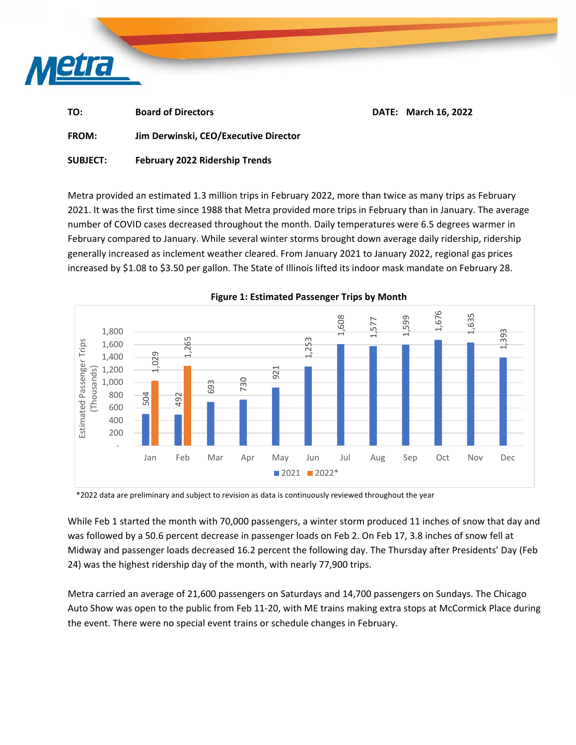| | | | |
|---|---|---|---|
| **TO:** | **Board of Directors** | **DATE:** | **March 16, 2022** |
| **FROM:** | **Jim Derwinski, CEO/Executive Director** | | |
| **SUBJECT:** | **February 2022 Ridership Trends** | | |

Metra provided an estimated 1.3 million trips in February 2022, more than twice as many trips as February 2021. It was the first time since 1988 that Metra provided more trips in February than in January. The average number of COVID cases decreased throughout the month. Daily temperatures were 6.5 degrees warmer in February compared to January. While several winter storms brought down average daily ridership, ridership generally increased as inclement weather cleared. From January 2021 to January 2022, regional gas prices increased by $1.08 to $3.50 per gallon. The State of Illinois lifted its indoor mask mandate on February 28.

**Figure 1: Estimated Passenger Trips by Month**

Estimated Passenger Trips (Thousands)

| Month | 2021 | 2022* |
|---|---|---|
| Jan | 504 | 1,029 |
| Feb | 492 | 1,265 |
| Mar | 693 | |
| Apr | 730 | |
| May | 921 | |
| Jun | 1,253 | |
| Jul | 1,608 | |
| Aug | 1,577 | |
| Sep | 1,599 | |
| Oct | 1,676 | |
| Nov | 1,635 | |
| Dec | 1,393 | |

*2022 data are preliminary and subject to revision as data is continuously reviewed throughout the year

While Feb 1 started the month with 70,000 passengers, a winter storm produced 11 inches of snow that day and was followed by a 50.6 percent decrease in passenger loads on Feb 2. On Feb 17, 3.8 inches of snow fell at Midway and passenger loads decreased 16.2 percent the following day. The Thursday after Presidents' Day (Feb 24) was the highest ridership day of the month, with nearly 77,900 trips.

Metra carried an average of 21,600 passengers on Saturdays and 14,700 passengers on Sundays. The Chicago Auto Show was open to the public from Feb 11-20, with ME trains making extra stops at McCormick Place during the event. There were no special event trains or schedule changes in February.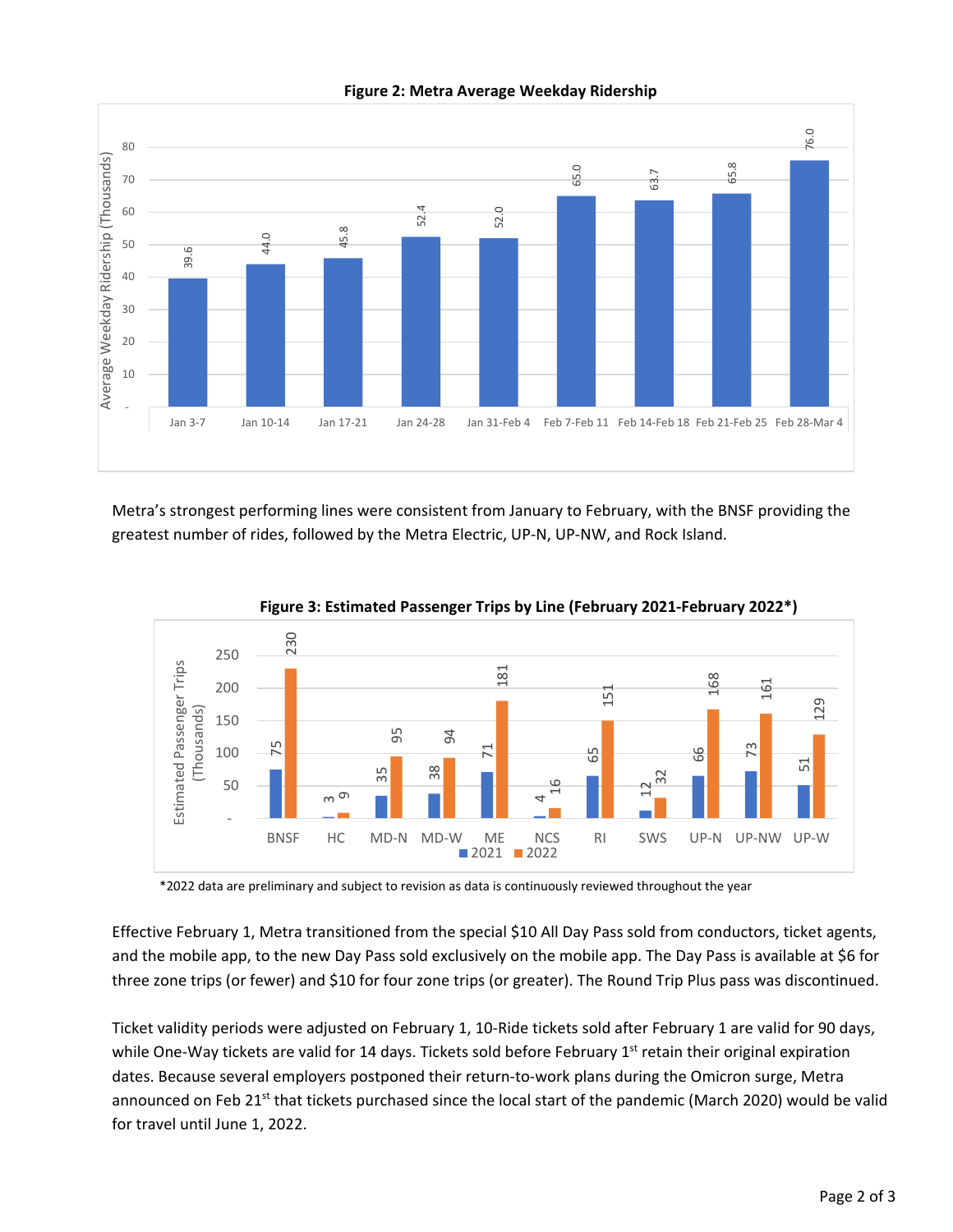**Figure 2: Metra Average Weekday Ridership**

| Week | Average Weekday Ridership (Thousands) |
|---|---|
| Jan 3-7 | 39.6 |
| Jan 10-14 | 44.0 |
| Jan 17-21 | 45.8 |
| Jan 24-28 | 52.4 |
| Jan 31-Feb 4 | 52.0 |
| Feb 7-Feb 11 | 65.0 |
| Feb 14-Feb 18 | 63.7 |
| Feb 21-Feb 25 | 65.8 |
| Feb 28-Mar 4 | 76.0 |

Metra's strongest performing lines were consistent from January to February, with the BNSF providing the greatest number of rides, followed by the Metra Electric, UP-N, UP-NW, and Rock Island.

**Figure 3: Estimated Passenger Trips by Line (February 2021-February 2022*)**

| Line | 2021 (Thousands) | 2022 (Thousands) |
|---|---|---|
| BNSF | 75 | 230 |
| HC | 3 | 9 |
| MD-N | 35 | 95 |
| MD-W | 38 | 94 |
| ME | 71 | 181 |
| NCS | 4 | 16 |
| RI | 65 | 151 |
| SWS | 12 | 32 |
| UP-N | 66 | 168 |
| UP-NW | 73 | 161 |
| UP-W | 51 | 129 |

*2022 data are preliminary and subject to revision as data is continuously reviewed throughout the year

Effective February 1, Metra transitioned from the special $10 All Day Pass sold from conductors, ticket agents, and the mobile app, to the new Day Pass sold exclusively on the mobile app. The Day Pass is available at $6 for three zone trips (or fewer) and $10 for four zone trips (or greater). The Round Trip Plus pass was discontinued.

Ticket validity periods were adjusted on February 1, 10-Ride tickets sold after February 1 are valid for 90 days, while One-Way tickets are valid for 14 days. Tickets sold before February 1st retain their original expiration dates. Because several employers postponed their return-to-work plans during the Omicron surge, Metra announced on Feb 21st that tickets purchased since the local start of the pandemic (March 2020) would be valid for travel until June 1, 2022.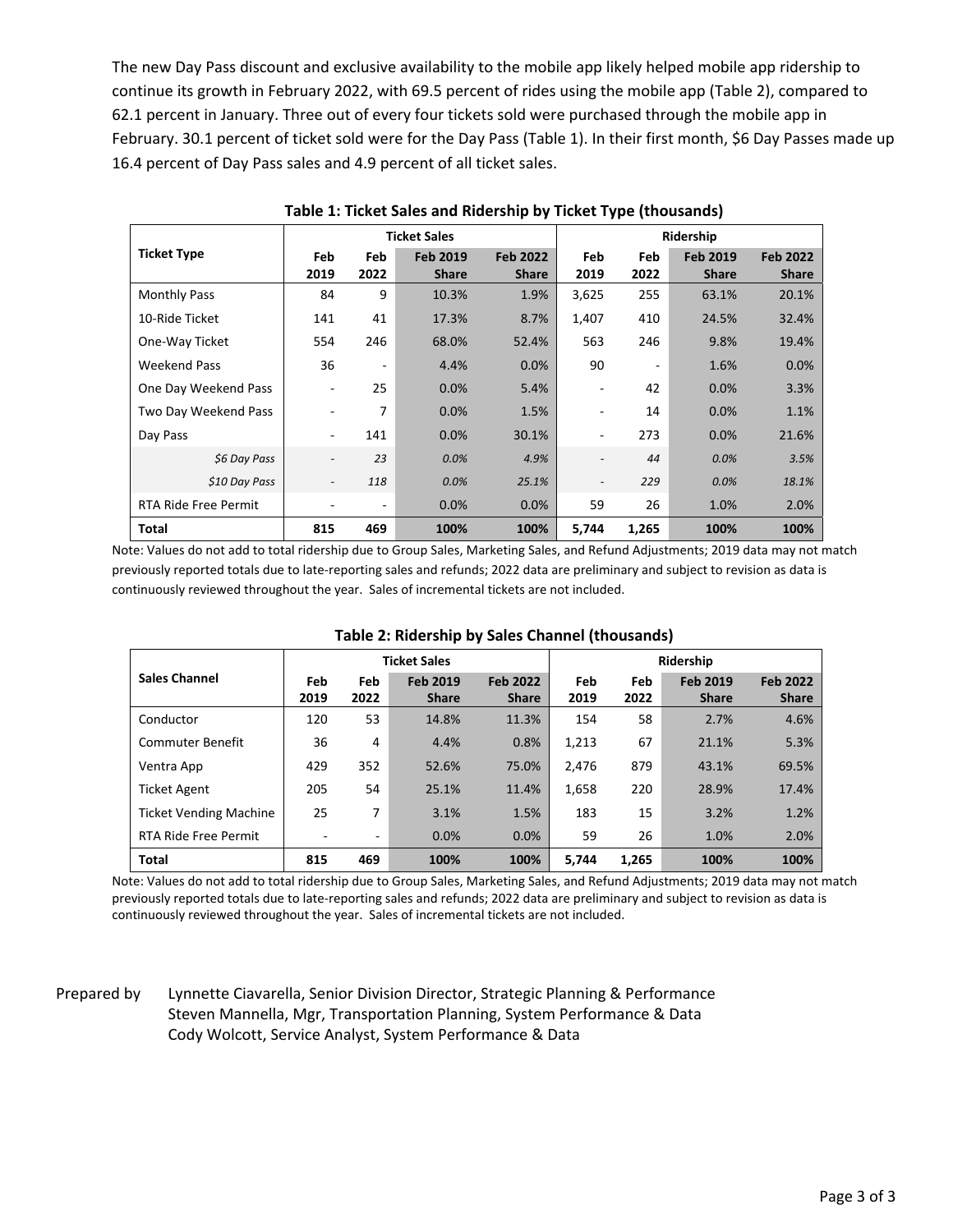The new Day Pass discount and exclusive availability to the mobile app likely helped mobile app ridership to continue its growth in February 2022, with 69.5 percent of rides using the mobile app (Table 2), compared to 62.1 percent in January. Three out of every four tickets sold were purchased through the mobile app in February. 30.1 percent of ticket sold were for the Day Pass (Table 1). In their first month, $6 Day Passes made up 16.4 percent of Day Pass sales and 4.9 percent of all ticket sales.

**Table 1: Ticket Sales and Ridership by Ticket Type (thousands)**

| Ticket Type | Ticket Sales | | | | Ridership | | | |
|---|---|---|---|---|---|---|---|---|
| | Feb 2019 | Feb 2022 | Feb 2019 Share | Feb 2022 Share | Feb 2019 | Feb 2022 | Feb 2019 Share | Feb 2022 Share |
| Monthly Pass | 84 | 9 | 10.3% | 1.9% | 3,625 | 255 | 63.1% | 20.1% |
| 10-Ride Ticket | 141 | 41 | 17.3% | 8.7% | 1,407 | 410 | 24.5% | 32.4% |
| One-Way Ticket | 554 | 246 | 68.0% | 52.4% | 563 | 246 | 9.8% | 19.4% |
| Weekend Pass | 36 | - | 4.4% | 0.0% | 90 | - | 1.6% | 0.0% |
| One Day Weekend Pass | - | 25 | 0.0% | 5.4% | - | 42 | 0.0% | 3.3% |
| Two Day Weekend Pass | - | 7 | 0.0% | 1.5% | - | 14 | 0.0% | 1.1% |
| Day Pass | - | 141 | 0.0% | 30.1% | - | 273 | 0.0% | 21.6% |
| *$6 Day Pass* | - | *23* | *0.0%* | *4.9%* | - | *44* | *0.0%* | *3.5%* |
| *$10 Day Pass* | - | *118* | *0.0%* | *25.1%* | - | *229* | *0.0%* | *18.1%* |
| RTA Ride Free Permit | - | - | 0.0% | 0.0% | 59 | 26 | 1.0% | 2.0% |
| **Total** | **815** | **469** | **100%** | **100%** | **5,744** | **1,265** | **100%** | **100%** |

Note: Values do not add to total ridership due to Group Sales, Marketing Sales, and Refund Adjustments; 2019 data may not match previously reported totals due to late-reporting sales and refunds; 2022 data are preliminary and subject to revision as data is continuously reviewed throughout the year. Sales of incremental tickets are not included.

**Table 2: Ridership by Sales Channel (thousands)**

| Sales Channel | Ticket Sales | | | | Ridership | | | |
|---|---|---|---|---|---|---|---|---|
| | Feb 2019 | Feb 2022 | Feb 2019 Share | Feb 2022 Share | Feb 2019 | Feb 2022 | Feb 2019 Share | Feb 2022 Share |
| Conductor | 120 | 53 | 14.8% | 11.3% | 154 | 58 | 2.7% | 4.6% |
| Commuter Benefit | 36 | 4 | 4.4% | 0.8% | 1,213 | 67 | 21.1% | 5.3% |
| Ventra App | 429 | 352 | 52.6% | 75.0% | 2,476 | 879 | 43.1% | 69.5% |
| Ticket Agent | 205 | 54 | 25.1% | 11.4% | 1,658 | 220 | 28.9% | 17.4% |
| Ticket Vending Machine | 25 | 7 | 3.1% | 1.5% | 183 | 15 | 3.2% | 1.2% |
| RTA Ride Free Permit | - | - | 0.0% | 0.0% | 59 | 26 | 1.0% | 2.0% |
| **Total** | **815** | **469** | **100%** | **100%** | **5,744** | **1,265** | **100%** | **100%** |

Note: Values do not add to total ridership due to Group Sales, Marketing Sales, and Refund Adjustments; 2019 data may not match previously reported totals due to late-reporting sales and refunds; 2022 data are preliminary and subject to revision as data is continuously reviewed throughout the year. Sales of incremental tickets are not included.

Prepared by Lynnette Ciavarella, Senior Division Director, Strategic Planning & Performance
Steven Mannella, Mgr, Transportation Planning, System Performance & Data
Cody Wolcott, Service Analyst, System Performance & Data